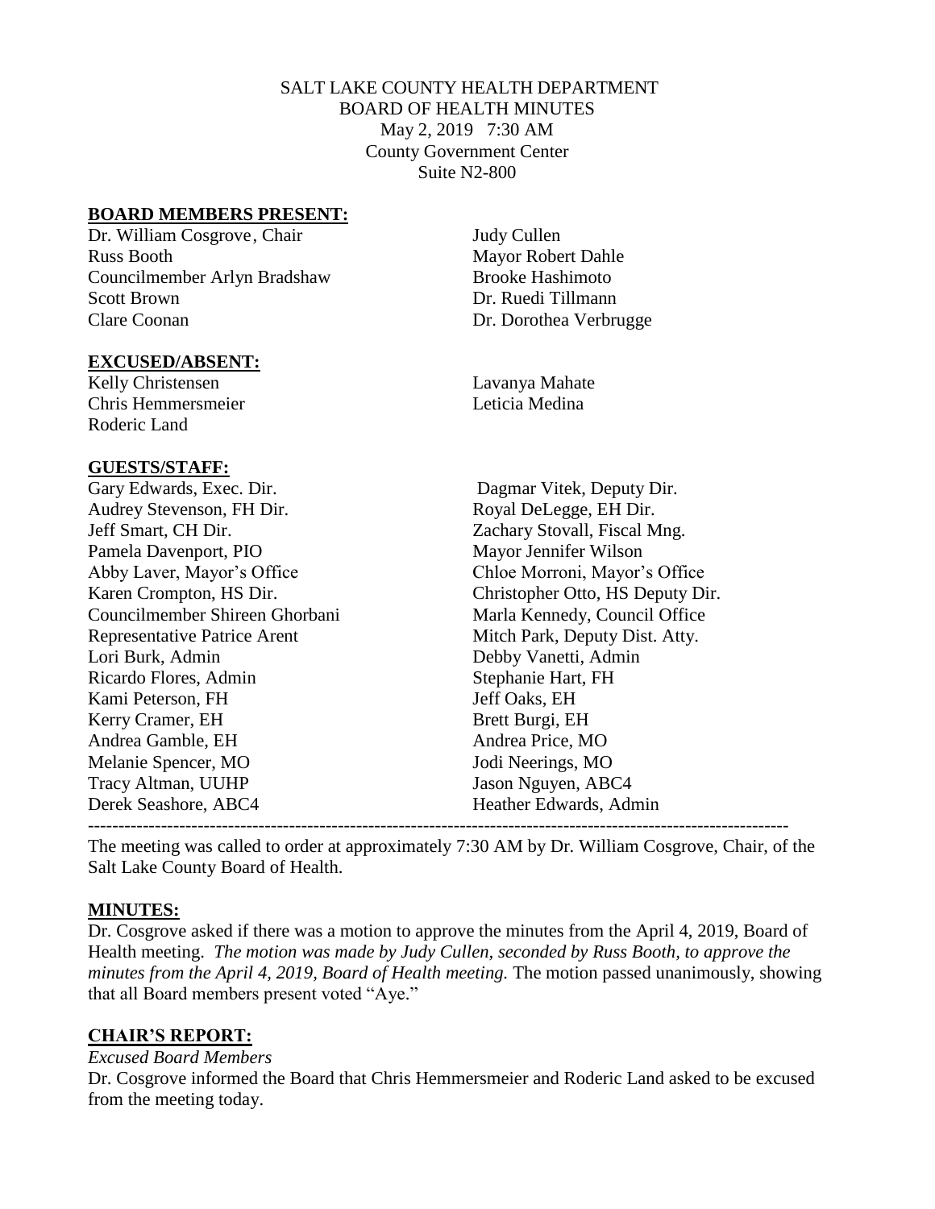SALT LAKE COUNTY HEALTH DEPARTMENT
BOARD OF HEALTH MINUTES
May 2, 2019 7:30 AM
County Government Center
Suite N2-800

**BOARD MEMBERS PRESENT:**

Dr. William Cosgrove, Chair
Russ Booth
Councilmember Arlyn Bradshaw
Scott Brown
Clare Coonan
Judy Cullen
Mayor Robert Dahle
Brooke Hashimoto
Dr. Ruedi Tillmann
Dr. Dorothea Verbrugge

**EXCUSED/ABSENT:**

Kelly Christensen
Chris Hemmersmeier
Roderic Land
Lavanya Mahate
Leticia Medina

**GUESTS/STAFF:**

Gary Edwards, Exec. Dir.
Audrey Stevenson, FH Dir.
Jeff Smart, CH Dir.
Pamela Davenport, PIO
Abby Laver, Mayor's Office
Karen Crompton, HS Dir.
Councilmember Shireen Ghorbani
Representative Patrice Arent
Lori Burk, Admin
Ricardo Flores, Admin
Kami Peterson, FH
Kerry Cramer, EH
Andrea Gamble, EH
Melanie Spencer, MO
Tracy Altman, UUHP
Derek Seashore, ABC4
Dagmar Vitek, Deputy Dir.
Royal DeLegge, EH Dir.
Zachary Stovall, Fiscal Mng.
Mayor Jennifer Wilson
Chloe Morroni, Mayor's Office
Christopher Otto, HS Deputy Dir.
Marla Kennedy, Council Office
Mitch Park, Deputy Dist. Atty.
Debby Vanetti, Admin
Stephanie Hart, FH
Jeff Oaks, EH
Brett Burgi, EH
Andrea Price, MO
Jodi Neerings, MO
Jason Nguyen, ABC4
Heather Edwards, Admin

---

The meeting was called to order at approximately 7:30 AM by Dr. William Cosgrove, Chair, of the Salt Lake County Board of Health.

**MINUTES:**

Dr. Cosgrove asked if there was a motion to approve the minutes from the April 4, 2019, Board of Health meeting. *The motion was made by Judy Cullen, seconded by Russ Booth, to approve the minutes from the April 4, 2019, Board of Health meeting.* The motion passed unanimously, showing that all Board members present voted "Aye."

**CHAIR'S REPORT:**

*Excused Board Members*

Dr. Cosgrove informed the Board that Chris Hemmersmeier and Roderic Land asked to be excused from the meeting today.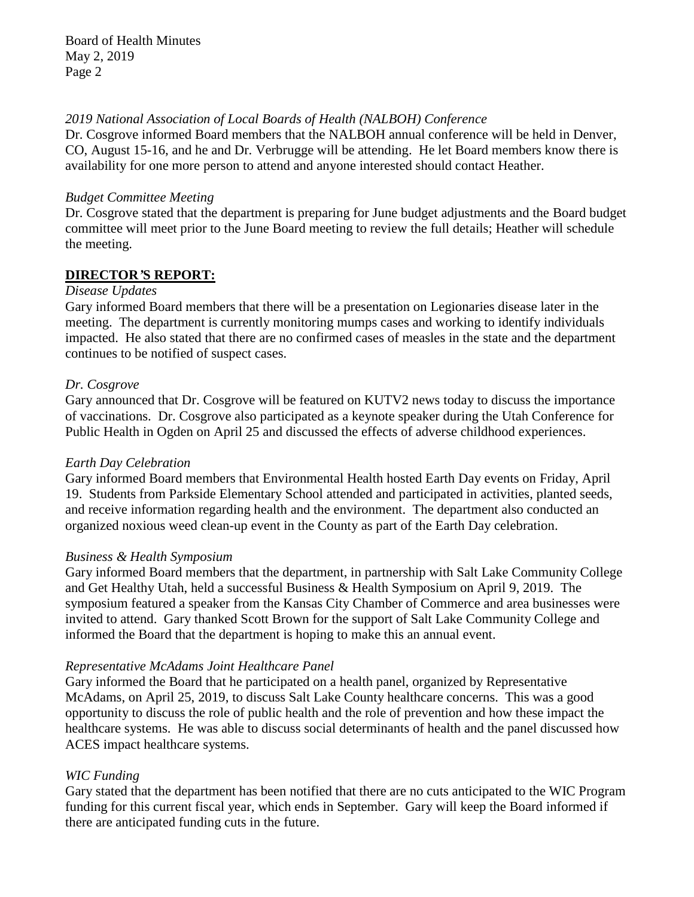*2019 National Association of Local Boards of Health (NALBOH) Conference*
Dr. Cosgrove informed Board members that the NALBOH annual conference will be held in Denver, CO, August 15-16, and he and Dr. Verbrugge will be attending. He let Board members know there is availability for one more person to attend and anyone interested should contact Heather.

*Budget Committee Meeting*
Dr. Cosgrove stated that the department is preparing for June budget adjustments and the Board budget committee will meet prior to the June Board meeting to review the full details; Heather will schedule the meeting.

## **DIRECTOR'S REPORT:**

*Disease Updates*
Gary informed Board members that there will be a presentation on Legionaries disease later in the meeting. The department is currently monitoring mumps cases and working to identify individuals impacted. He also stated that there are no confirmed cases of measles in the state and the department continues to be notified of suspect cases.

*Dr. Cosgrove*
Gary announced that Dr. Cosgrove will be featured on KUTV2 news today to discuss the importance of vaccinations. Dr. Cosgrove also participated as a keynote speaker during the Utah Conference for Public Health in Ogden on April 25 and discussed the effects of adverse childhood experiences.

*Earth Day Celebration*
Gary informed Board members that Environmental Health hosted Earth Day events on Friday, April 19. Students from Parkside Elementary School attended and participated in activities, planted seeds, and receive information regarding health and the environment. The department also conducted an organized noxious weed clean-up event in the County as part of the Earth Day celebration.

*Business & Health Symposium*
Gary informed Board members that the department, in partnership with Salt Lake Community College and Get Healthy Utah, held a successful Business & Health Symposium on April 9, 2019. The symposium featured a speaker from the Kansas City Chamber of Commerce and area businesses were invited to attend. Gary thanked Scott Brown for the support of Salt Lake Community College and informed the Board that the department is hoping to make this an annual event.

*Representative McAdams Joint Healthcare Panel*
Gary informed the Board that he participated on a health panel, organized by Representative McAdams, on April 25, 2019, to discuss Salt Lake County healthcare concerns. This was a good opportunity to discuss the role of public health and the role of prevention and how these impact the healthcare systems. He was able to discuss social determinants of health and the panel discussed how ACES impact healthcare systems.

*WIC Funding*
Gary stated that the department has been notified that there are no cuts anticipated to the WIC Program funding for this current fiscal year, which ends in September. Gary will keep the Board informed if there are anticipated funding cuts in the future.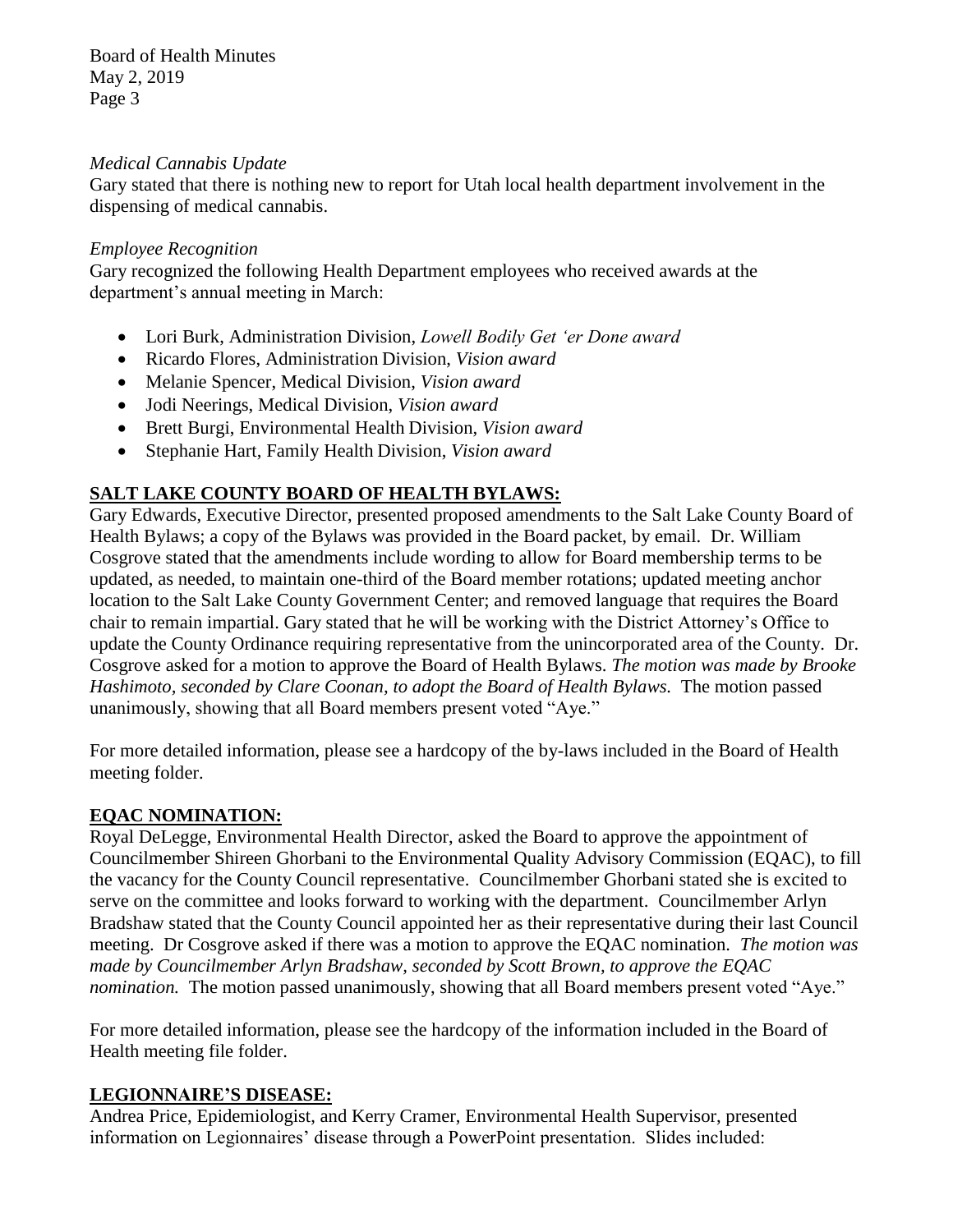*Medical Cannabis Update*
Gary stated that there is nothing new to report for Utah local health department involvement in the dispensing of medical cannabis.

*Employee Recognition*
Gary recognized the following Health Department employees who received awards at the department's annual meeting in March:

- Lori Burk, Administration Division, *Lowell Bodily Get 'er Done award*
- Ricardo Flores, Administration Division, *Vision award*
- Melanie Spencer, Medical Division, *Vision award*
- Jodi Neerings, Medical Division, *Vision award*
- Brett Burgi, Environmental Health Division, *Vision award*
- Stephanie Hart, Family Health Division, *Vision award*

## SALT LAKE COUNTY BOARD OF HEALTH BYLAWS:

Gary Edwards, Executive Director, presented proposed amendments to the Salt Lake County Board of Health Bylaws; a copy of the Bylaws was provided in the Board packet, by email. Dr. William Cosgrove stated that the amendments include wording to allow for Board membership terms to be updated, as needed, to maintain one-third of the Board member rotations; updated meeting anchor location to the Salt Lake County Government Center; and removed language that requires the Board chair to remain impartial. Gary stated that he will be working with the District Attorney's Office to update the County Ordinance requiring representative from the unincorporated area of the County. Dr. Cosgrove asked for a motion to approve the Board of Health Bylaws. *The motion was made by Brooke Hashimoto, seconded by Clare Coonan, to adopt the Board of Health Bylaws.* The motion passed unanimously, showing that all Board members present voted "Aye."

For more detailed information, please see a hardcopy of the by-laws included in the Board of Health meeting folder.

## EQAC NOMINATION:

Royal DeLegge, Environmental Health Director, asked the Board to approve the appointment of Councilmember Shireen Ghorbani to the Environmental Quality Advisory Commission (EQAC), to fill the vacancy for the County Council representative. Councilmember Ghorbani stated she is excited to serve on the committee and looks forward to working with the department. Councilmember Arlyn Bradshaw stated that the County Council appointed her as their representative during their last Council meeting. Dr Cosgrove asked if there was a motion to approve the EQAC nomination. *The motion was made by Councilmember Arlyn Bradshaw, seconded by Scott Brown, to approve the EQAC nomination.* The motion passed unanimously, showing that all Board members present voted "Aye."

For more detailed information, please see the hardcopy of the information included in the Board of Health meeting file folder.

## LEGIONNAIRE'S DISEASE:

Andrea Price, Epidemiologist, and Kerry Cramer, Environmental Health Supervisor, presented information on Legionnaires' disease through a PowerPoint presentation. Slides included: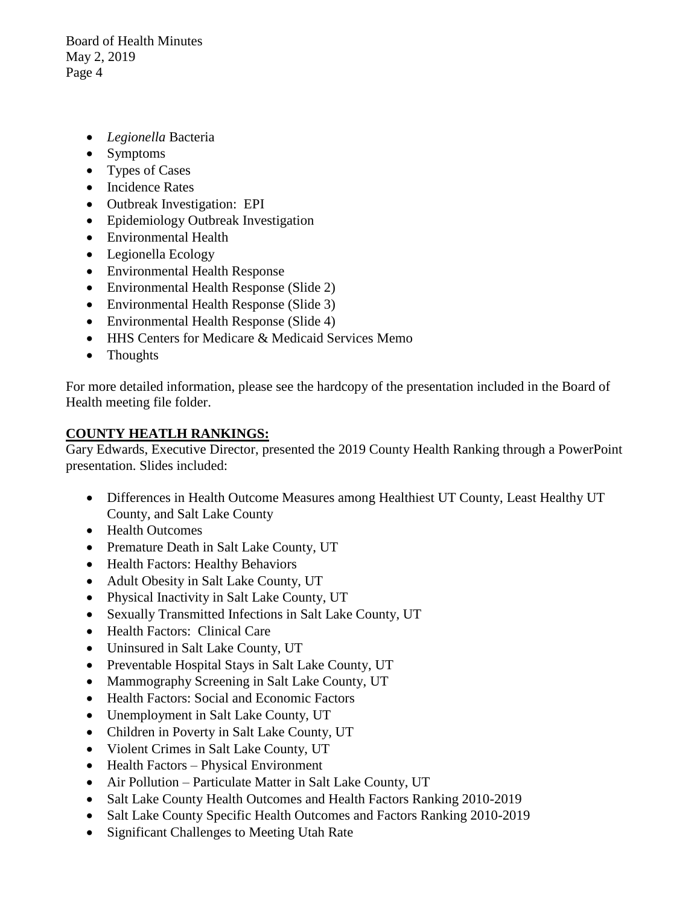- *Legionella* Bacteria
- Symptoms
- Types of Cases
- Incidence Rates
- Outbreak Investigation: EPI
- Epidemiology Outbreak Investigation
- Environmental Health
- Legionella Ecology
- Environmental Health Response
- Environmental Health Response (Slide 2)
- Environmental Health Response (Slide 3)
- Environmental Health Response (Slide 4)
- HHS Centers for Medicare & Medicaid Services Memo
- Thoughts

For more detailed information, please see the hardcopy of the presentation included in the Board of Health meeting file folder.

**COUNTY HEATLH RANKINGS:**

Gary Edwards, Executive Director, presented the 2019 County Health Ranking through a PowerPoint presentation. Slides included:

- Differences in Health Outcome Measures among Healthiest UT County, Least Healthy UT County, and Salt Lake County
- Health Outcomes
- Premature Death in Salt Lake County, UT
- Health Factors: Healthy Behaviors
- Adult Obesity in Salt Lake County, UT
- Physical Inactivity in Salt Lake County, UT
- Sexually Transmitted Infections in Salt Lake County, UT
- Health Factors: Clinical Care
- Uninsured in Salt Lake County, UT
- Preventable Hospital Stays in Salt Lake County, UT
- Mammography Screening in Salt Lake County, UT
- Health Factors: Social and Economic Factors
- Unemployment in Salt Lake County, UT
- Children in Poverty in Salt Lake County, UT
- Violent Crimes in Salt Lake County, UT
- Health Factors – Physical Environment
- Air Pollution – Particulate Matter in Salt Lake County, UT
- Salt Lake County Health Outcomes and Health Factors Ranking 2010-2019
- Salt Lake County Specific Health Outcomes and Factors Ranking 2010-2019
- Significant Challenges to Meeting Utah Rate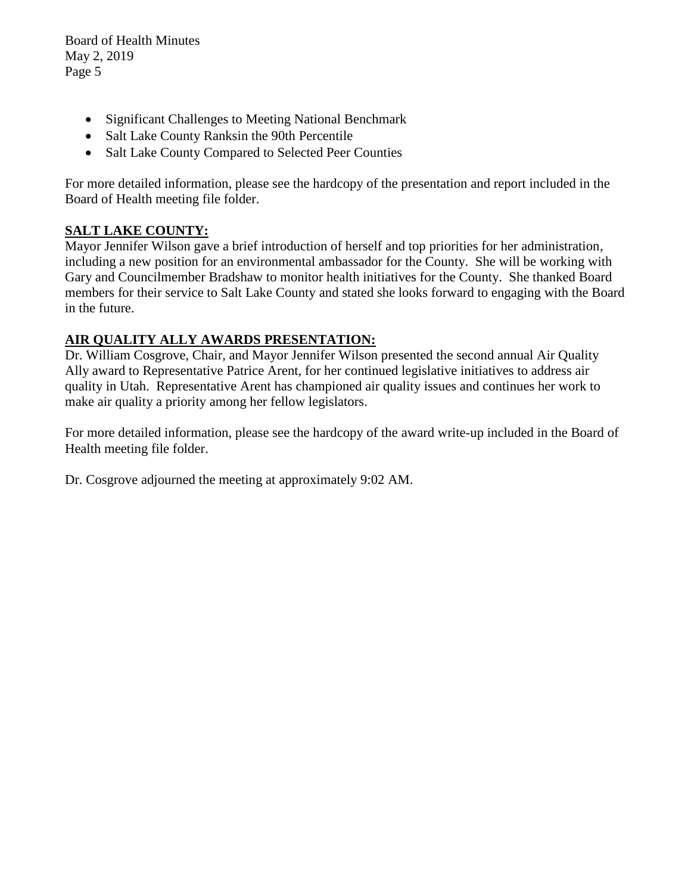- Significant Challenges to Meeting National Benchmark
- Salt Lake County Ranksin the 90th Percentile
- Salt Lake County Compared to Selected Peer Counties

For more detailed information, please see the hardcopy of the presentation and report included in the Board of Health meeting file folder.

**SALT LAKE COUNTY:**

Mayor Jennifer Wilson gave a brief introduction of herself and top priorities for her administration, including a new position for an environmental ambassador for the County. She will be working with Gary and Councilmember Bradshaw to monitor health initiatives for the County. She thanked Board members for their service to Salt Lake County and stated she looks forward to engaging with the Board in the future.

**AIR QUALITY ALLY AWARDS PRESENTATION:**

Dr. William Cosgrove, Chair, and Mayor Jennifer Wilson presented the second annual Air Quality Ally award to Representative Patrice Arent, for her continued legislative initiatives to address air quality in Utah. Representative Arent has championed air quality issues and continues her work to make air quality a priority among her fellow legislators.

For more detailed information, please see the hardcopy of the award write-up included in the Board of Health meeting file folder.

Dr. Cosgrove adjourned the meeting at approximately 9:02 AM.